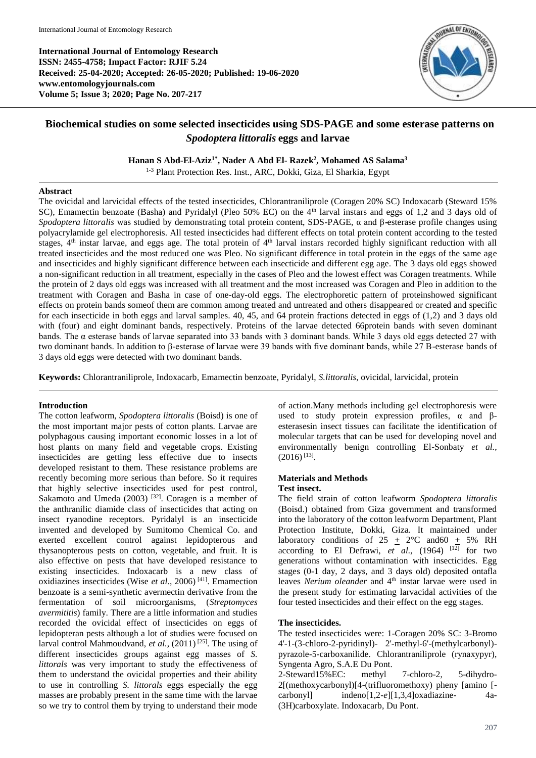**International Journal of Entomology Research**
**ISSN: 2455-4758; Impact Factor: RJIF 5.24**
**Received: 25-04-2020; Accepted: 26-05-2020; Published: 19-06-2020**
**www.entomologyjournals.com**
**Volume 5; Issue 3; 2020; Page No. 207-217**

# Biochemical studies on some selected insecticides using SDS-PAGE and some esterase patterns on *Spodoptera littoralis* eggs and larvae

**Hanan S Abd-El-Aziz[1*], Nader A Abd El- Razek[2], Mohamed AS Salama[3]**

[1-3] Plant Protection Res. Inst., ARC, Dokki, Giza, El Sharkia, Egypt

## Abstract

The ovicidal and larvicidal effects of the tested insecticides, Chlorantraniliprole (Coragen 20% SC) Indoxacarb (Steward 15% SC), Emamectin benzoate (Basha) and Pyridalyl (Pleo 50% EC) on the 4th larval instars and eggs of 1,2 and 3 days old of *Spodoptera littoralis* was studied by demonstrating total protein content, SDS-PAGE, α and β-esterase profile changes using polyacrylamide gel electrophoresis. All tested insecticides had different effects on total protein content according to the tested stages, 4th instar larvae, and eggs age. The total protein of 4th larval instars recorded highly significant reduction with all treated insecticides and the most reduced one was Pleo. No significant difference in total protein in the eggs of the same age and insecticides and highly significant difference between each insecticide and different egg age. The 3 days old eggs showed a non-significant reduction in all treatment, especially in the cases of Pleo and the lowest effect was Coragen treatments. While the protein of 2 days old eggs was increased with all treatment and the most increased was Coragen and Pleo in addition to the treatment with Coragen and Basha in case of one-day-old eggs. The electrophoretic pattern of proteinshowed significant effects on protein bands someof them are common among treated and untreated and others disappeared or created and specific for each insecticide in both eggs and larval samples. 40, 45, and 64 protein fractions detected in eggs of (1,2) and 3 days old with (four) and eight dominant bands, respectively. Proteins of the larvae detected 66protein bands with seven dominant bands. The α esterase bands of larvae separated into 33 bands with 3 dominant bands. While 3 days old eggs detected 27 with two dominant bands. In addition to β-esterase of larvae were 39 bands with five dominant bands, while 27 B-esterase bands of 3 days old eggs were detected with two dominant bands.

**Keywords:** Chlorantraniliprole, Indoxacarb, Emamectin benzoate, Pyridalyl, *S.littoralis*, ovicidal, larvicidal, protein

## Introduction

The cotton leafworm, *Spodoptera littoralis* (Boisd) is one of the most important major pests of cotton plants. Larvae are polyphagous causing important economic losses in a lot of host plants on many field and vegetable crops. Existing insecticides are getting less effective due to insects developed resistant to them. These resistance problems are recently becoming more serious than before. So it requires that highly selective insecticides used for pest control, Sakamoto and Umeda (2003) [32]. Coragen is a member of the anthranilic diamide class of insecticides that acting on insect ryanodine receptors. Pyridalyl is an insecticide invented and developed by Sumitomo Chemical Co. and exerted excellent control against lepidopterous and thysanopterous pests on cotton, vegetable, and fruit. It is also effective on pests that have developed resistance to existing insecticides. Indoxacarb is a new class of oxidiazines insecticides (Wise *et al*., 2006) [41]. Emamection benzoate is a semi-synthetic avermectin derivative from the fermentation of soil microorganisms, (*Streptomyces avermititis*) family. There are a little information and studies recorded the ovicidal effect of insecticides on eggs of lepidopteran pests although a lot of studies were focused on larval control Mahmoudvand, *et al.*, (2011) [25]. The using of different insecticides groups against egg masses of *S. littorals* was very important to study the effectiveness of them to understand the ovicidal properties and their ability to use in controlling *S. littorals* eggs especially the egg masses are probably present in the same time with the larvae so we try to control them by trying to understand their mode of action.Many methods including gel electrophoresis were used to study protein expression profiles, α and β-esterasesin insect tissues can facilitate the identification of molecular targets that can be used for developing novel and environmentally benign controlling El-Sonbaty *et al.*, (2016) [13].

## Materials and Methods

### Test insect.

The field strain of cotton leafworm *Spodoptera littoralis* (Boisd.) obtained from Giza government and transformed into the laboratory of the cotton leafworm Department, Plant Protection Institute, Dokki, Giza. It maintained under laboratory conditions of 25 ± 2°C and60 ± 5% RH according to El Defrawi, *et al.*, (1964) [12] for two generations without contamination with insecticides. Egg stages (0-1 day, 2 days, and 3 days old) deposited ontafla leaves *Nerium oleander* and 4th instar larvae were used in the present study for estimating larvacidal activities of the four tested insecticides and their effect on the egg stages.

### The insecticides.

The tested insecticides were: 1-Coragen 20% SC: 3-Bromo 4'-1-(3-chloro-2-pyridinyl)- 2'-methyl-6'-(methylcarbonyl)-pyrazole-5-carboxanilide. Chlorantraniliprole (rynaxypyr), Syngenta Agro, S.A.E Du Pont.

2-Steward15%EC: methyl 7-chloro-2, 5-dihydro-2[(methoxycarbonyl)[4-(trifluoromethoxy) pheny [amino [-carbonyl] indeno[1,2-*e*][1,3,4]oxadiazine- 4a-(3H)carboxylate. Indoxacarb, Du Pont.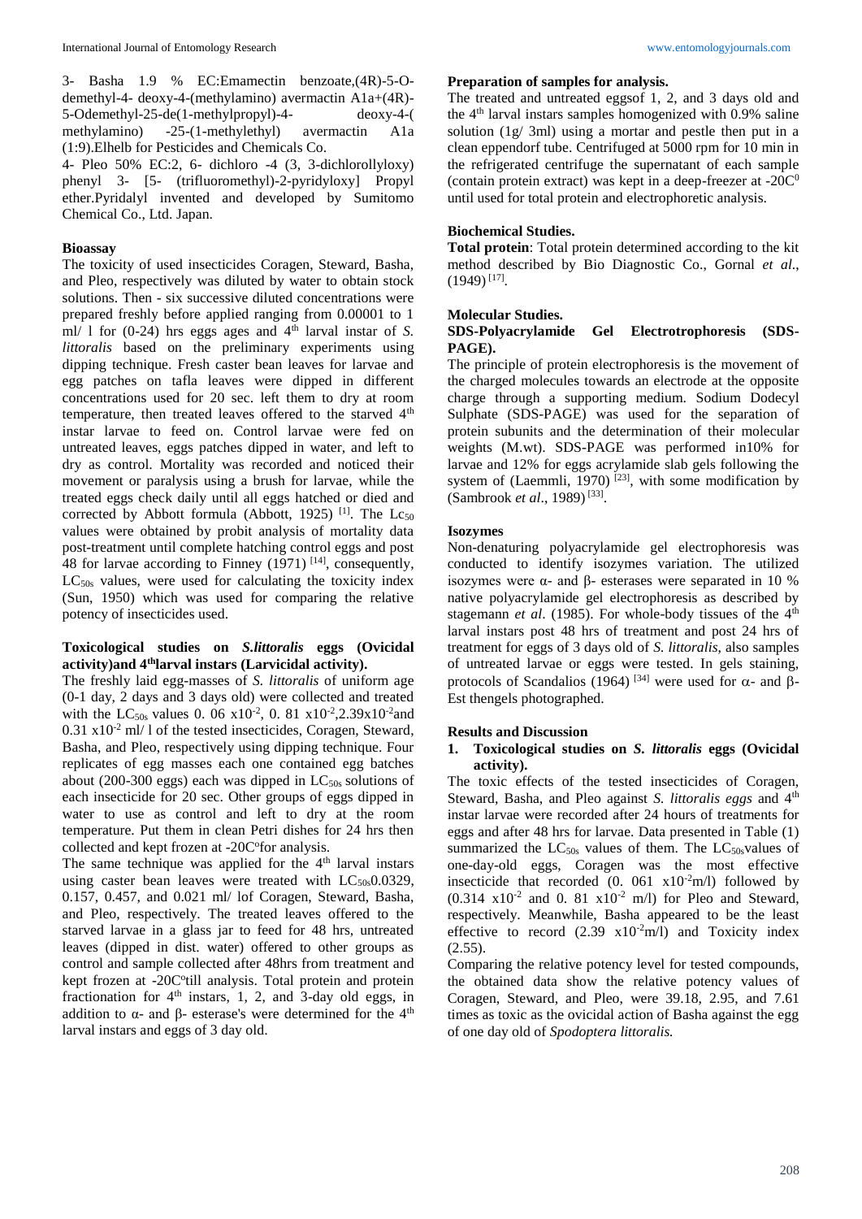3- Basha 1.9 % EC:Emamectin benzoate,(4R)-5-O-demethyl-4- deoxy-4-(methylamino) avermactin A1a+(4R)-5-Odemethyl-25-de(1-methylpropyl)-4- deoxy-4-( methylamino) -25-(1-methylethyl) avermactin A1a (1:9).Elhelb for Pesticides and Chemicals Co.

4- Pleo 50% EC:2, 6- dichloro -4 (3, 3-dichlorollyloxy) phenyl 3- [5- (trifluoromethyl)-2-pyridyloxy] Propyl ether.Pyridalyl invented and developed by Sumitomo Chemical Co., Ltd. Japan.

### Bioassay

The toxicity of used insecticides Coragen, Steward, Basha, and Pleo, respectively was diluted by water to obtain stock solutions. Then - six successive diluted concentrations were prepared freshly before applied ranging from 0.00001 to 1 ml/ l for (0-24) hrs eggs ages and $4^{th}$ larval instar of *S. littoralis* based on the preliminary experiments using dipping technique. Fresh caster bean leaves for larvae and egg patches on tafla leaves were dipped in different concentrations used for 20 sec. left them to dry at room temperature, then treated leaves offered to the starved $4^{th}$ instar larvae to feed on. Control larvae were fed on untreated leaves, eggs patches dipped in water, and left to dry as control. Mortality was recorded and noticed their movement or paralysis using a brush for larvae, while the treated eggs check daily until all eggs hatched or died and corrected by Abbott formula (Abbott, 1925) [1]. The $Lc_{50}$ values were obtained by probit analysis of mortality data post-treatment until complete hatching control eggs and post 48 for larvae according to Finney (1971) [14], consequently, $LC_{50s}$ values, were used for calculating the toxicity index (Sun, 1950) which was used for comparing the relative potency of insecticides used.

### Toxicological studies on *S.littoralis* eggs (Ovicidal activity)and $4^{th}$larval instars (Larvicidal activity).

The freshly laid egg-masses of *S. littoralis* of uniform age (0-1 day, 2 days and 3 days old) were collected and treated with the $LC_{50s}$ values 0. 06 $x10^{-2}$, 0. 81 $x10^{-2}$,2.39$x10^{-2}$and 0.31 $x10^{-2}$ ml/ l of the tested insecticides, Coragen, Steward, Basha, and Pleo, respectively using dipping technique. Four replicates of egg masses each one contained egg batches about (200-300 eggs) each was dipped in $LC_{50s}$ solutions of each insecticide for 20 sec. Other groups of eggs dipped in water to use as control and left to dry at the room temperature. Put them in clean Petri dishes for 24 hrs then collected and kept frozen at -20C°for analysis.

The same technique was applied for the $4^{th}$ larval instars using caster bean leaves were treated with $LC_{50s}$0.0329, 0.157, 0.457, and 0.021 ml/ lof Coragen, Steward, Basha, and Pleo, respectively. The treated leaves offered to the starved larvae in a glass jar to feed for 48 hrs, untreated leaves (dipped in dist. water) offered to other groups as control and sample collected after 48hrs from treatment and kept frozen at -20C°till analysis. Total protein and protein fractionation for $4^{th}$ instars, 1, 2, and 3-day old eggs, in addition to α- and β- esterase's were determined for the $4^{th}$ larval instars and eggs of 3 day old.

### Preparation of samples for analysis.

The treated and untreated eggsof 1, 2, and 3 days old and the $4^{th}$ larval instars samples homogenized with 0.9% saline solution (1g/ 3ml) using a mortar and pestle then put in a clean eppendorf tube. Centrifuged at 5000 rpm for 10 min in the refrigerated centrifuge the supernatant of each sample (contain protein extract) was kept in a deep-freezer at -20$C^0$ until used for total protein and electrophoretic analysis.

### Biochemical Studies.

**Total protein**: Total protein determined according to the kit method described by Bio Diagnostic Co., Gornal *et al*., (1949) [17].

### Molecular Studies.

### SDS-Polyacrylamide Gel Electrotrophoresis (SDS-PAGE).

The principle of protein electrophoresis is the movement of the charged molecules towards an electrode at the opposite charge through a supporting medium. Sodium Dodecyl Sulphate (SDS-PAGE) was used for the separation of protein subunits and the determination of their molecular weights (M.wt). SDS-PAGE was performed in10% for larvae and 12% for eggs acrylamide slab gels following the system of (Laemmli, 1970) [23], with some modification by (Sambrook *et al*., 1989) [33].

### Isozymes

Non-denaturing polyacrylamide gel electrophoresis was conducted to identify isozymes variation. The utilized isozymes were α- and β- esterases were separated in 10 % native polyacrylamide gel electrophoresis as described by stagemann *et al*. (1985). For whole-body tissues of the $4^{th}$ larval instars post 48 hrs of treatment and post 24 hrs of treatment for eggs of 3 days old of *S. littoralis*, also samples of untreated larvae or eggs were tested. In gels staining, protocols of Scandalios (1964) [34] were used for α- and β-Est thengels photographed.

## Results and Discussion

### 1. Toxicological studies on *S. littoralis* eggs (Ovicidal activity).

The toxic effects of the tested insecticides of Coragen, Steward, Basha, and Pleo against *S. littoralis eggs* and $4^{th}$ instar larvae were recorded after 24 hours of treatments for eggs and after 48 hrs for larvae. Data presented in Table (1) summarized the $LC_{50s}$ values of them. The $LC_{50s}$values of one-day-old eggs, Coragen was the most effective insecticide that recorded (0. 061 $x10^{-2}$m/l) followed by (0.314 $x10^{-2}$ and 0. 81 $x10^{-2}$ m/l) for Pleo and Steward, respectively. Meanwhile, Basha appeared to be the least effective to record (2.39 $x10^{-2}$m/l) and Toxicity index (2.55).

Comparing the relative potency level for tested compounds, the obtained data show the relative potency values of Coragen, Steward, and Pleo, were 39.18, 2.95, and 7.61 times as toxic as the ovicidal action of Basha against the egg of one day old of *Spodoptera littoralis.*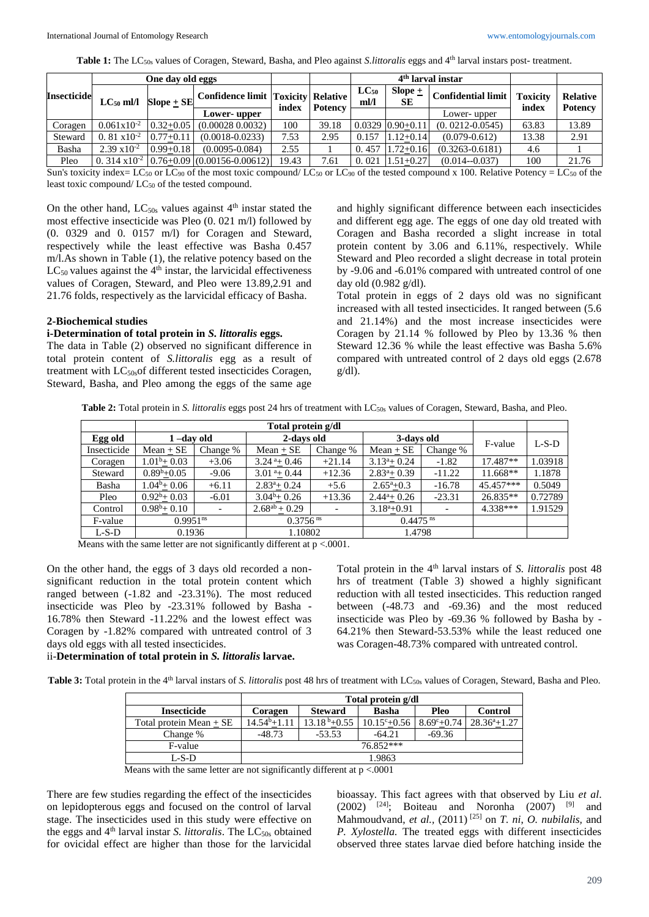**Table 1:** The $LC_{50s}$ values of Coragen, Steward, Basha, and Pleo against *S.littoralis* eggs and 4th larval instars post- treatment.

| Insecticide | One day old eggs | | | Toxicity index | Relative Potency | 4th larval instar | | | Toxicity index | Relative Potency |
|---|---|---|---|---|---|---|---|---|---|---|
| | $LC_{50}$ ml/l | Slope + SE | Confidence limit Lower- upper | | | $LC_{50}$ ml/l | Slope + SE | Confidential limit Lower- upper | | |
| Coragen | $0.061\times10^{-2}$ | 0.32+0.05 | (0.00028 0.0032) | 100 | 39.18 | 0.0329 | 0.90+0.11 | (0. 0212-0.0545) | 63.83 | 13.89 |
| Steward | $0.81\times10^{-2}$ | 0.77+0.11 | (0.0018-0.0233) | 7.53 | 2.95 | 0.157 | 1.12+0.14 | (0.079-0.612) | 13.38 | 2.91 |
| Basha | $2.39\times10^{-2}$ | 0.99+0.18 | (0.0095-0.084) | 2.55 | 1 | 0. 457 | 1.72+0.16 | (0.3263-0.6181) | 4.6 | 1 |
| Pleo | $0.314\times10^{-2}$ | 0.76+0.09 | (0.00156-0.00612) | 19.43 | 7.61 | 0. 021 | 1.51+0.27 | (0.014--0.037) | 100 | 21.76 |

Sun's toxicity index= $LC_{50}$ or $LC_{90}$ of the most toxic compound/ $LC_{50}$ or $LC_{90}$ of the tested compound x 100. Relative Potency = $LC_{50}$ of the least toxic compound/ $LC_{50}$ of the tested compound.

On the other hand, $LC_{50s}$ values against 4th instar stated the most effective insecticide was Pleo (0. 021 m/l) followed by (0. 0329 and 0. 0157 m/l) for Coragen and Steward, respectively while the least effective was Basha 0.457 m/l.As shown in Table (1), the relative potency based on the $LC_{50}$ values against the 4th instar, the larvicidal effectiveness values of Coragen, Steward, and Pleo were 13.89,2.91 and 21.76 folds, respectively as the larvicidal efficacy of Basha.

### 2-Biochemical studies

#### i-Determination of total protein in *S. littoralis* eggs.

The data in Table (2) observed no significant difference in total protein content of *S.littoralis* egg as a result of treatment with $LC_{50s}$of different tested insecticides Coragen, Steward, Basha, and Pleo among the eggs of the same age and highly significant difference between each insecticides and different egg age. The eggs of one day old treated with Coragen and Basha recorded a slight increase in total protein content by 3.06 and 6.11%, respectively. While Steward and Pleo recorded a slight decrease in total protein by -9.06 and -6.01% compared with untreated control of one day old (0.982 g/dl).

Total protein in eggs of 2 days old was no significant increased with all tested insecticides. It ranged between (5.6 and 21.14%) and the most increase insecticides were Coragen by 21.14 % followed by Pleo by 13.36 % then Steward 12.36 % while the least effective was Basha 5.6% compared with untreated control of 2 days old eggs (2.678 g/dl).

**Table 2:** Total protein in *S. littoralis* eggs post 24 hrs of treatment with $LC_{50s}$ values of Coragen, Steward, Basha, and Pleo.

| | Total protein g/dl | | | | | | | |
|---|---|---|---|---|---|---|---|---|
| Egg old | 1 –day old | | 2-days old | | 3-days old | | F-value | L-S-D |
| Insecticide | Mean + SE | Change % | Mean + SE | Change % | Mean + SE | Change % | | |
| Coragen | $1.01^{b}$+ 0.03 | +3.06 | $3.24^{a}$+ 0.46 | +21.14 | $3.13^{a}$+ 0.24 | -1.82 | 17.487** | 1.03918 |
| Steward | $0.89^{b}$+0.05 | -9.06 | $3.01^{a}$+ 0.44 | +12.36 | $2.83^{a}$+ 0.39 | -11.22 | 11.668** | 1.1878 |
| Basha | $1.04^{b}$+ 0.06 | +6.11 | $2.83^{a}$+ 0.24 | +5.6 | $2.65^{a}$+0.3 | -16.78 | 45.457*** | 0.5049 |
| Pleo | $0.92^{b}$+ 0.03 | -6.01 | $3.04^{b}$+ 0.26 | +13.36 | $2.44^{a}$+ 0.26 | -23.31 | 26.835** | 0.72789 |
| Control | $0.98^{b}$+ 0.10 | - | $2.68^{ab}$ + 0.29 | - | $3.18^{a}$+0.91 | - | 4.338*** | 1.91529 |
| F-value | $0.9951^{ns}$ | | $0.3756^{ns}$ | | $0.4475^{ns}$ | | | |
| L-S-D | 0.1936 | | 1.10802 | | 1.4798 | | | |

Means with the same letter are not significantly different at p <.0001.

On the other hand, the eggs of 3 days old recorded a non-significant reduction in the total protein content which ranged between (-1.82 and -23.31%). The most reduced insecticide was Pleo by -23.31% followed by Basha -16.78% then Steward -11.22% and the lowest effect was Coragen by -1.82% compared with untreated control of 3 days old eggs with all tested insecticides.

#### ii-Determination of total protein in *S. littoralis* larvae.

Total protein in the 4th larval instars of *S. littoralis* post 48 hrs of treatment (Table 3) showed a highly significant reduction with all tested insecticides. This reduction ranged between (-48.73 and -69.36) and the most reduced insecticide was Pleo by -69.36 % followed by Basha by -64.21% then Steward-53.53% while the least reduced one was Coragen-48.73% compared with untreated control.

**Table 3:** Total protein in the 4th larval instars of *S. littoralis* post 48 hrs of treatment with $LC_{50s}$ values of Coragen, Steward, Basha and Pleo.

| | Total protein g/dl | | | | |
|---|---|---|---|---|---|
| Insecticide | Coragen | Steward | Basha | Pleo | Control |
| Total protein Mean + SE | $14.54^{b}$+1.11 | $13.18^{b}$+0.55 | $10.15^{c}$+0.56 | $8.69^{c}$+0.74 | $28.36^{a}$+1.27 |
| Change % | -48.73 | -53.53 | -64.21 | -69.36 | |
| F-value | 76.852*** | | | | |
| L-S-D | 1.9863 | | | | |

Means with the same letter are not significantly different at p <.0001

There are few studies regarding the effect of the insecticides on lepidopterous eggs and focused on the control of larval stage. The insecticides used in this study were effective on the eggs and 4th larval instar *S. littoralis*. The $LC_{50s}$ obtained for ovicidal effect are higher than those for the larvicidal bioassay. This fact agrees with that observed by Liu *et al*. (2002) [24]; Boiteau and Noronha (2007) [9] and Mahmoudvand, *et al.*, (2011) [25] on *T. ni*, *O. nubilalis*, and *P. Xylostella.* The treated eggs with different insecticides observed three states larvae died before hatching inside the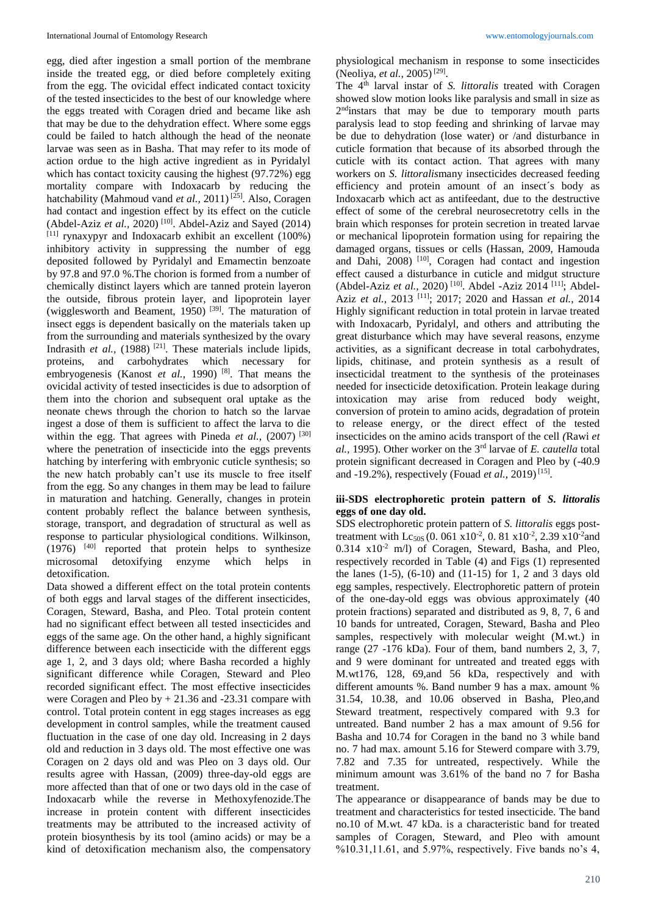egg, died after ingestion a small portion of the membrane inside the treated egg, or died before completely exiting from the egg. The ovicidal effect indicated contact toxicity of the tested insecticides to the best of our knowledge where the eggs treated with Coragen dried and became like ash that may be due to the dehydration effect. Where some eggs could be failed to hatch although the head of the neonate larvae was seen as in Basha. That may refer to its mode of action ordue to the high active ingredient as in Pyridalyl which has contact toxicity causing the highest (97.72%) egg mortality compare with Indoxacarb by reducing the hatchability (Mahmoud vand *et al.,* 2011) [25]. Also, Coragen had contact and ingestion effect by its effect on the cuticle (Abdel-Aziz *et al.,* 2020) [10]. Abdel-Aziz and Sayed (2014) [11] rynaxypyr and Indoxacarb exhibit an excellent (100%) inhibitory activity in suppressing the number of egg deposited followed by Pyridalyl and Emamectin benzoate by 97.8 and 97.0 %.The chorion is formed from a number of chemically distinct layers which are tanned protein layeron the outside, fibrous protein layer, and lipoprotein layer (wigglesworth and Beament, 1950) [39]. The maturation of insect eggs is dependent basically on the materials taken up from the surrounding and materials synthesized by the ovary Indrasith *et al.,* (1988) [21]. These materials include lipids, proteins, and carbohydrates which necessary for embryogenesis (Kanost *et al.,* 1990) [8]. That means the ovicidal activity of tested insecticides is due to adsorption of them into the chorion and subsequent oral uptake as the neonate chews through the chorion to hatch so the larvae ingest a dose of them is sufficient to affect the larva to die within the egg. That agrees with Pineda *et al.,* (2007) [30] where the penetration of insecticide into the eggs prevents hatching by interfering with embryonic cuticle synthesis; so the new hatch probably can't use its muscle to free itself from the egg. So any changes in them may be lead to failure in maturation and hatching. Generally, changes in protein content probably reflect the balance between synthesis, storage, transport, and degradation of structural as well as response to particular physiological conditions. Wilkinson, (1976) [40] reported that protein helps to synthesize microsomal detoxifying enzyme which helps in detoxification.

Data showed a different effect on the total protein contents of both eggs and larval stages of the different insecticides, Coragen, Steward, Basha, and Pleo. Total protein content had no significant effect between all tested insecticides and eggs of the same age. On the other hand, a highly significant difference between each insecticide with the different eggs age 1, 2, and 3 days old; where Basha recorded a highly significant difference while Coragen, Steward and Pleo recorded significant effect. The most effective insecticides were Coragen and Pleo by + 21.36 and -23.31 compare with control. Total protein content in egg stages increases as egg development in control samples, while the treatment caused fluctuation in the case of one day old. Increasing in 2 days old and reduction in 3 days old. The most effective one was Coragen on 2 days old and was Pleo on 3 days old. Our results agree with Hassan, (2009) three-day-old eggs are more affected than that of one or two days old in the case of Indoxacarb while the reverse in Methoxyfenozide.The increase in protein content with different insecticides treatments may be attributed to the increased activity of protein biosynthesis by its tool (amino acids) or may be a kind of detoxification mechanism also, the compensatory physiological mechanism in response to some insecticides (Neoliya, *et al.,* 2005) [29].

The 4th larval instar of *S. littoralis* treated with Coragen showed slow motion looks like paralysis and small in size as 2ndinstars that may be due to temporary mouth parts paralysis lead to stop feeding and shrinking of larvae may be due to dehydration (lose water) or /and disturbance in cuticle formation that because of its absorbed through the cuticle with its contact action. That agrees with many workers on *S. littoralis*many insecticides decreased feeding efficiency and protein amount of an insect´s body as Indoxacarb which act as antifeedant, due to the destructive effect of some of the cerebral neurosecretory cells in the brain which responses for protein secretion in treated larvae or mechanical lipoprotein formation using for repairing the damaged organs, tissues or cells (Hassan, 2009, Hamouda and Dahi, 2008) [10], Coragen had contact and ingestion effect caused a disturbance in cuticle and midgut structure (Abdel-Aziz *et al.,* 2020) [10]. Abdel -Aziz 2014 [11]; Abdel-Aziz *et al.,* 2013 [11]; 2017; 2020 and Hassan *et al.,* 2014 Highly significant reduction in total protein in larvae treated with Indoxacarb, Pyridalyl, and others and attributing the great disturbance which may have several reasons, enzyme activities, as a significant decrease in total carbohydrates, lipids, chitinase, and protein synthesis as a result of insecticidal treatment to the synthesis of the proteinases needed for insecticide detoxification. Protein leakage during intoxication may arise from reduced body weight, conversion of protein to amino acids, degradation of protein to release energy, or the direct effect of the tested insecticides on the amino acids transport of the cell *(*Rawi *et al.,* 1995). Other worker on the 3rd larvae of *E. cautella* total protein significant decreased in Coragen and Pleo by (-40.9 and -19.2%), respectively (Fouad *et al.,* 2019) [15].

### iii-SDS electrophoretic protein pattern of *S. littoralis* eggs of one day old.

SDS electrophoretic protein pattern of *S. littoralis* eggs post-treatment with $Lc_{50S}$ (0. 061 $x10^{-2}$, 0. 81 $x10^{-2}$, 2.39 $x10^{-2}$and 0.314 $x10^{-2}$ m/l) of Coragen, Steward, Basha, and Pleo, respectively recorded in Table (4) and Figs (1) represented the lanes (1-5), (6-10) and (11-15) for 1, 2 and 3 days old egg samples, respectively. Electrophoretic pattern of protein of the one-day-old eggs was obvious approximately (40 protein fractions) separated and distributed as 9, 8, 7, 6 and 10 bands for untreated, Coragen, Steward, Basha and Pleo samples, respectively with molecular weight (M.wt.) in range (27 -176 kDa). Four of them, band numbers 2, 3, 7, and 9 were dominant for untreated and treated eggs with M.wt176, 128, 69,and 56 kDa, respectively and with different amounts %. Band number 9 has a max. amount % 31.54, 10.38, and 10.06 observed in Basha, Pleo,and Steward treatment, respectively compared with 9.3 for untreated. Band number 2 has a max amount of 9.56 for Basha and 10.74 for Coragen in the band no 3 while band no. 7 had max. amount 5.16 for Stewerd compare with 3.79, 7.82 and 7.35 for untreated, respectively. While the minimum amount was 3.61% of the band no 7 for Basha treatment.

The appearance or disappearance of bands may be due to treatment and characteristics for tested insecticide. The band no.10 of M.wt. 47 kDa. is a characteristic band for treated samples of Coragen, Steward, and Pleo with amount %10.31,11.61, and 5.97%, respectively. Five bands no's 4,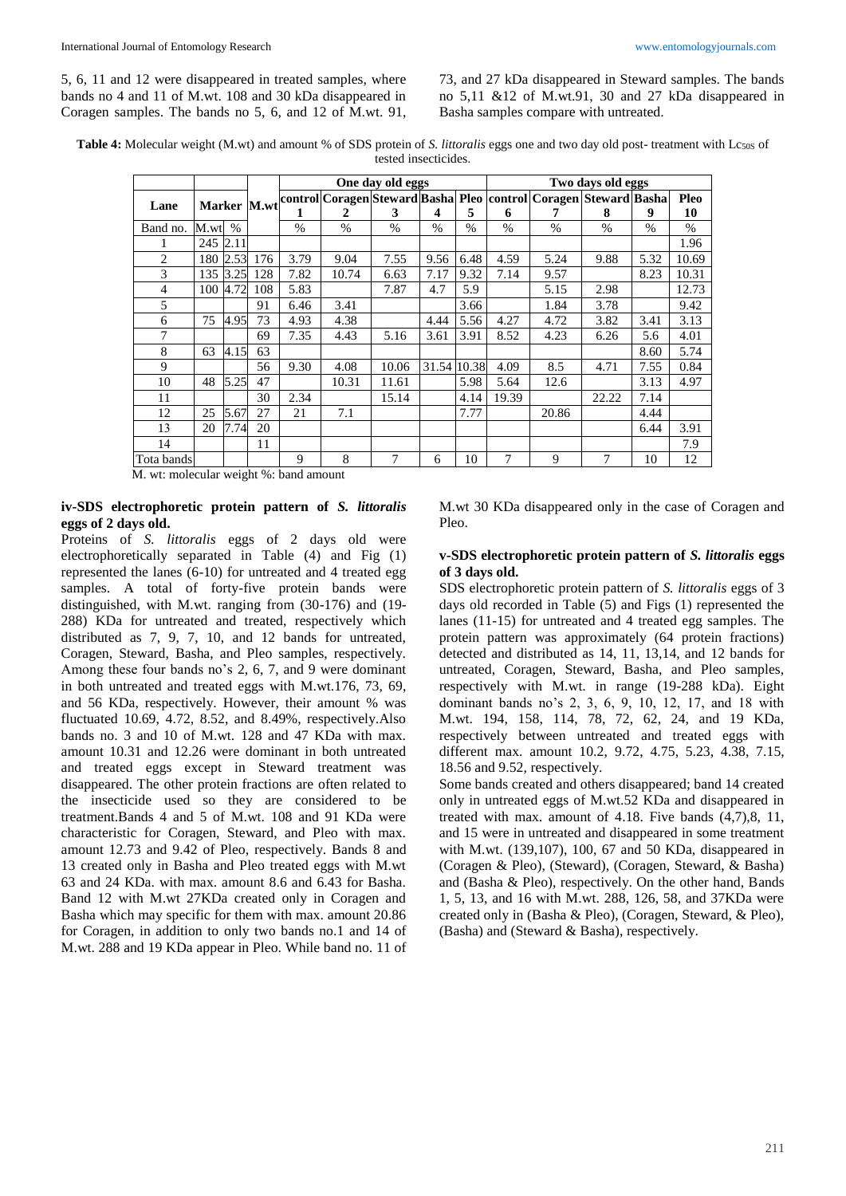5, 6, 11 and 12 were disappeared in treated samples, where bands no 4 and 11 of M.wt. 108 and 30 kDa disappeared in Coragen samples. The bands no 5, 6, and 12 of M.wt. 91, 73, and 27 kDa disappeared in Steward samples. The bands no 5,11 &12 of M.wt.91, 30 and 27 kDa disappeared in Basha samples compare with untreated.

**Table 4:** Molecular weight (M.wt) and amount % of SDS protein of *S. littoralis* eggs one and two day old post- treatment with $Lc_{50s}$ of tested insecticides.

| Lane | Marker | | M.wt | One day old eggs | | | | | Two days old eggs | | | | |
|---|---|---|---|---|---|---|---|---|---|---|---|---|---|
| | | | | control 1 | Coragen 2 | Steward 3 | Basha 4 | Pleo 5 | control 6 | Coragen 7 | Steward 8 | Basha 9 | Pleo 10 |
| Band no. | M.wt | % | | % | % | % | % | % | % | % | % | % | % |
| 1 | 245 | 2.11 | | | | | | | | | | | 1.96 |
| 2 | 180 | 2.53 | 176 | 3.79 | 9.04 | 7.55 | 9.56 | 6.48 | 4.59 | 5.24 | 9.88 | 5.32 | 10.69 |
| 3 | 135 | 3.25 | 128 | 7.82 | 10.74 | 6.63 | 7.17 | 9.32 | 7.14 | 9.57 | | 8.23 | 10.31 |
| 4 | 100 | 4.72 | 108 | 5.83 | | 7.87 | 4.7 | 5.9 | | 5.15 | 2.98 | | 12.73 |
| 5 | | | 91 | 6.46 | 3.41 | | | 3.66 | | 1.84 | 3.78 | | 9.42 |
| 6 | 75 | 4.95 | 73 | 4.93 | 4.38 | | 4.44 | 5.56 | 4.27 | 4.72 | 3.82 | 3.41 | 3.13 |
| 7 | | | 69 | 7.35 | 4.43 | 5.16 | 3.61 | 3.91 | 8.52 | 4.23 | 6.26 | 5.6 | 4.01 |
| 8 | 63 | 4.15 | 63 | | | | | | | | | 8.60 | 5.74 |
| 9 | | | 56 | 9.30 | 4.08 | 10.06 | 31.54 | 10.38 | 4.09 | 8.5 | 4.71 | 7.55 | 0.84 |
| 10 | 48 | 5.25 | 47 | | 10.31 | 11.61 | | 5.98 | 5.64 | 12.6 | | 3.13 | 4.97 |
| 11 | | | 30 | 2.34 | | 15.14 | | 4.14 | 19.39 | | 22.22 | 7.14 | |
| 12 | 25 | 5.67 | 27 | 21 | 7.1 | | | 7.77 | | 20.86 | | 4.44 | |
| 13 | 20 | 7.74 | 20 | | | | | | | | | 6.44 | 3.91 |
| 14 | | | 11 | | | | | | | | | | 7.9 |
| Tota bands | | | | 9 | 8 | 7 | 6 | 10 | 7 | 9 | 7 | 10 | 12 |

M. wt: molecular weight %: band amount

### iv-SDS electrophoretic protein pattern of *S. littoralis* eggs of 2 days old.

Proteins of *S. littoralis* eggs of 2 days old were electrophoretically separated in Table (4) and Fig (1) represented the lanes (6-10) for untreated and 4 treated egg samples. A total of forty-five protein bands were distinguished, with M.wt. ranging from (30-176) and (19-288) KDa for untreated and treated, respectively which distributed as 7, 9, 7, 10, and 12 bands for untreated, Coragen, Steward, Basha, and Pleo samples, respectively. Among these four bands no's 2, 6, 7, and 9 were dominant in both untreated and treated eggs with M.wt.176, 73, 69, and 56 KDa, respectively. However, their amount % was fluctuated 10.69, 4.72, 8.52, and 8.49%, respectively.Also bands no. 3 and 10 of M.wt. 128 and 47 KDa with max. amount 10.31 and 12.26 were dominant in both untreated and treated eggs except in Steward treatment was disappeared. The other protein fractions are often related to the insecticide used so they are considered to be treatment.Bands 4 and 5 of M.wt. 108 and 91 KDa were characteristic for Coragen, Steward, and Pleo with max. amount 12.73 and 9.42 of Pleo, respectively. Bands 8 and 13 created only in Basha and Pleo treated eggs with M.wt 63 and 24 KDa. with max. amount 8.6 and 6.43 for Basha. Band 12 with M.wt 27KDa created only in Coragen and Basha which may specific for them with max. amount 20.86 for Coragen, in addition to only two bands no.1 and 14 of M.wt. 288 and 19 KDa appear in Pleo. While band no. 11 of M.wt 30 KDa disappeared only in the case of Coragen and Pleo.

### v-SDS electrophoretic protein pattern of *S. littoralis* eggs of 3 days old.

SDS electrophoretic protein pattern of *S. littoralis* eggs of 3 days old recorded in Table (5) and Figs (1) represented the lanes (11-15) for untreated and 4 treated egg samples. The protein pattern was approximately (64 protein fractions) detected and distributed as 14, 11, 13,14, and 12 bands for untreated, Coragen, Steward, Basha, and Pleo samples, respectively with M.wt. in range (19-288 kDa). Eight dominant bands no's 2, 3, 6, 9, 10, 12, 17, and 18 with M.wt. 194, 158, 114, 78, 72, 62, 24, and 19 KDa, respectively between untreated and treated eggs with different max. amount 10.2, 9.72, 4.75, 5.23, 4.38, 7.15, 18.56 and 9.52, respectively.

Some bands created and others disappeared; band 14 created only in untreated eggs of M.wt.52 KDa and disappeared in treated with max. amount of 4.18. Five bands (4,7),8, 11, and 15 were in untreated and disappeared in some treatment with M.wt. (139,107), 100, 67 and 50 KDa, disappeared in (Coragen & Pleo), (Steward), (Coragen, Steward, & Basha) and (Basha & Pleo), respectively. On the other hand, Bands 1, 5, 13, and 16 with M.wt. 288, 126, 58, and 37KDa were created only in (Basha & Pleo), (Coragen, Steward, & Pleo), (Basha) and (Steward & Basha), respectively.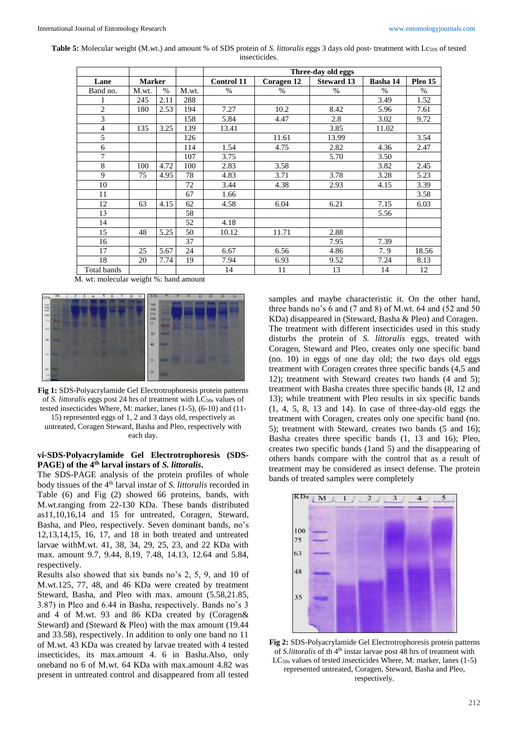**Table 5:** Molecular weight (M.wt.) and amount % of SDS protein of *S. littoralis* eggs 3 days old post- treatment with $Lc_{50s}$ of tested insecticides.

| | | | | Three-day old eggs | | | | |
|---|---|---|---|---|---|---|---|---|
| Lane | Marker | | | Control 11 | Coragen 12 | Steward 13 | Basha 14 | Pleo 15 |
| Band no. | M.wt. | % | M.wt. | % | % | % | % | % |
| 1 | 245 | 2.11 | 288 | | | | 3.49 | 1.52 |
| 2 | 180 | 2.53 | 194 | 7.27 | 10.2 | 8.42 | 5.96 | 7.61 |
| 3 | | | 158 | 5.84 | 4.47 | 2.8 | 3.02 | 9.72 |
| 4 | 135 | 3.25 | 139 | 13.41 | | 3.85 | 11.02 | |
| 5 | | | 126 | | 11.61 | 13.99 | | 3.54 |
| 6 | | | 114 | 1.54 | 4.75 | 2.82 | 4.36 | 2.47 |
| 7 | | | 107 | 3.75 | | 5.70 | 3.50 | |
| 8 | 100 | 4.72 | 100 | 2.83 | 3.58 | | 3.82 | 2.45 |
| 9 | 75 | 4.95 | 78 | 4.83 | 3.71 | 3.78 | 3.28 | 5.23 |
| 10 | | | 72 | 3.44 | 4.38 | 2.93 | 4.15 | 3.39 |
| 11 | | | 67 | 1.66 | | | | 3.58 |
| 12 | 63 | 4.15 | 62 | 4.58 | 6.04 | 6.21 | 7.15 | 6.03 |
| 13 | | | 58 | | | | 5.56 | |
| 14 | | | 52 | 4.18 | | | | |
| 15 | 48 | 5.25 | 50 | 10.12 | 11.71 | 2.88 | | |
| 16 | | | 37 | | | 7.95 | 7.39 | |
| 17 | 25 | 5.67 | 24 | 6.67 | 6.56 | 4.86 | 7. 9 | 18.56 |
| 18 | 20 | 7.74 | 19 | 7.94 | 6.93 | 9.52 | 7.24 | 8.13 |
| Total bands | | | | 14 | 11 | 13 | 14 | 12 |

M. wt: molecular weight %: band amount

**Fig 1:** SDS-Polyacrylamide Gel Electrotrophoresis protein patterns of *S. littoralis* eggs post 24 hrs of treatment with $LC_{50s}$ values of tested insecticides Where, M: marker, lanes (1-5), (6-10) and (11-15) represented eggs of 1, 2 and 3 days old, respectively as untreated, Coragen Steward, Basha and Pleo, respectively with each day.

### vi-SDS-Polyacrylamide Gel Electrotrophoresis (SDS-PAGE) of the 4th larval instars of *S. littoralis*.

The SDS-PAGE analysis of the protein profiles of whole body tissues of the 4th larval instar of *S. littoralis* recorded in Table (6) and Fig (2) showed 66 proteins, bands, with M.wt.ranging from 22-130 KDa. These bands distributed as11,10,16,14 and 15 for untreated, Coragen, Steward, Basha, and Pleo, respectively. Seven dominant bands, no's 12,13,14,15, 16, 17, and 18 in both treated and untreated larvae withM.wt. 41, 38, 34, 29, 25, 23, and 22 KDa with max. amount 9.7, 9.44, 8.19, 7.48, 14.13, 12.64 and 5.84, respectively.

Results also showed that six bands no's 2, 5, 9, and 10 of M.wt.125, 77, 48, and 46 KDa were created by treatment Steward, Basha, and Pleo with max. amount (5.58,21.85, 3.87) in Pleo and 6.44 in Basha, respectively. Bands no's 3 and 4 of M.wt. 93 and 86 KDa created by (Coragen& Steward) and (Steward & Pleo) with the max amount (19.44 and 33.58), respectively. In addition to only one band no 11 of M.wt. 43 KDa was created by larvae treated with 4 tested insecticides, its max.amount 4. 6 in Basha.Also, only oneband no 6 of M.wt. 64 KDa with max.amount 4.82 was present in untreated control and disappeared from all tested samples and maybe characteristic it. On the other hand, three bands no's 6 and (7 and 8) of M.wt. 64 and (52 and 50 KDa) disappeared in (Steward, Basha & Pleo) and Coragen. The treatment with different insecticides used in this study disturbs the protein of *S. littoralis* eggs, treated with Coragen, Steward and Pleo, creates only one specific band (no. 10) in eggs of one day old; the two days old eggs treatment with Coragen creates three specific bands (4,5 and 12); treatment with Steward creates two bands (4 and 5); treatment with Basha creates three specific bands (8, 12 and 13); while treatment with Pleo results in six specific bands (1, 4, 5, 8, 13 and 14). In case of three-day-old eggs the treatment with Coragen, creates only one specific band (no. 5); treatment with Steward, creates two bands (5 and 16); Basha creates three specific bands (1, 13 and 16); Pleo, creates two specific bands (1and 5) and the disappearing of others bands compare with the control that as a result of treatment may be considered as insect defense. The protein bands of treated samples were completely

**Fig 2:** SDS-Polyacrylamide Gel Electrotrophoresis protein patterns of *S.littoralis* of th 4th instar larvae post 48 hrs of treatment with $LC_{50s}$ values of tested insecticides Where, M: marker, lanes (1-5) represented untreated, Coragen, Steward, Basha and Pleo, respectively.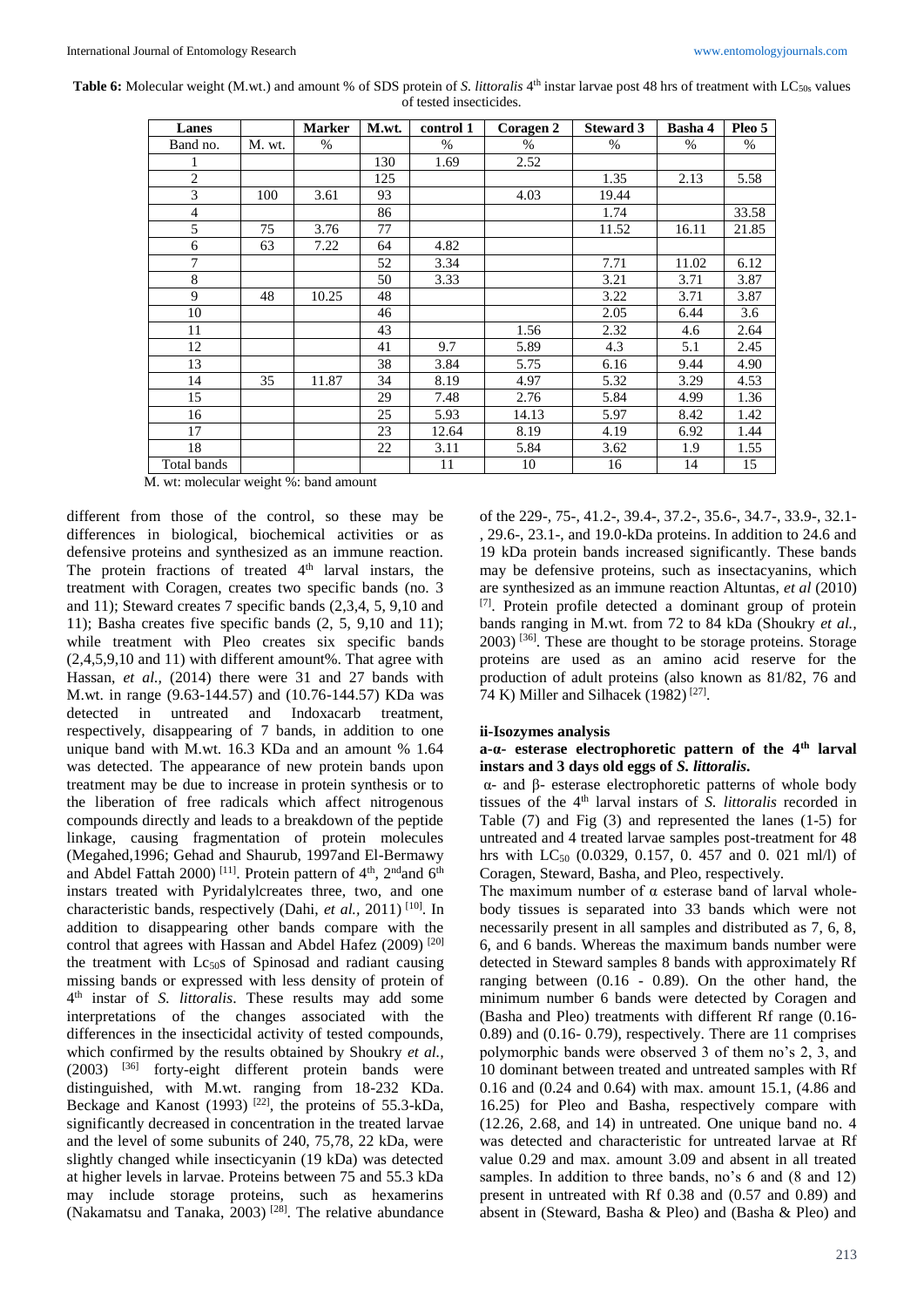**Table 6:** Molecular weight (M.wt.) and amount % of SDS protein of *S. littoralis* 4th instar larvae post 48 hrs of treatment with $LC_{50s}$ values of tested insecticides.

| Lanes | | Marker | M.wt. | control 1 | Coragen 2 | Steward 3 | Basha 4 | Pleo 5 |
|---|---|---|---|---|---|---|---|---|
| Band no. | M. wt. | % | | % | % | % | % | % |
| 1 | | | 130 | 1.69 | 2.52 | | | |
| 2 | | | 125 | | | 1.35 | 2.13 | 5.58 |
| 3 | 100 | 3.61 | 93 | | 4.03 | 19.44 | | |
| 4 | | | 86 | | | 1.74 | | 33.58 |
| 5 | 75 | 3.76 | 77 | | | 11.52 | 16.11 | 21.85 |
| 6 | 63 | 7.22 | 64 | 4.82 | | | | |
| 7 | | | 52 | 3.34 | | 7.71 | 11.02 | 6.12 |
| 8 | | | 50 | 3.33 | | 3.21 | 3.71 | 3.87 |
| 9 | 48 | 10.25 | 48 | | | 3.22 | 3.71 | 3.87 |
| 10 | | | 46 | | | 2.05 | 6.44 | 3.6 |
| 11 | | | 43 | | 1.56 | 2.32 | 4.6 | 2.64 |
| 12 | | | 41 | 9.7 | 5.89 | 4.3 | 5.1 | 2.45 |
| 13 | | | 38 | 3.84 | 5.75 | 6.16 | 9.44 | 4.90 |
| 14 | 35 | 11.87 | 34 | 8.19 | 4.97 | 5.32 | 3.29 | 4.53 |
| 15 | | | 29 | 7.48 | 2.76 | 5.84 | 4.99 | 1.36 |
| 16 | | | 25 | 5.93 | 14.13 | 5.97 | 8.42 | 1.42 |
| 17 | | | 23 | 12.64 | 8.19 | 4.19 | 6.92 | 1.44 |
| 18 | | | 22 | 3.11 | 5.84 | 3.62 | 1.9 | 1.55 |
| Total bands | | | | 11 | 10 | 16 | 14 | 15 |

M. wt: molecular weight %: band amount

different from those of the control, so these may be differences in biological, biochemical activities or as defensive proteins and synthesized as an immune reaction. The protein fractions of treated 4th larval instars, the treatment with Coragen, creates two specific bands (no. 3 and 11); Steward creates 7 specific bands (2,3,4, 5, 9,10 and 11); Basha creates five specific bands (2, 5, 9,10 and 11); while treatment with Pleo creates six specific bands (2,4,5,9,10 and 11) with different amount%. That agree with Hassan, *et al.,* (2014) there were 31 and 27 bands with M.wt. in range (9.63-144.57) and (10.76-144.57) KDa was detected in untreated and Indoxacarb treatment, respectively, disappearing of 7 bands, in addition to one unique band with M.wt. 16.3 KDa and an amount % 1.64 was detected. The appearance of new protein bands upon treatment may be due to increase in protein synthesis or to the liberation of free radicals which affect nitrogenous compounds directly and leads to a breakdown of the peptide linkage, causing fragmentation of protein molecules (Megahed,1996; Gehad and Shaurub, 1997and El-Bermawy and Abdel Fattah 2000) [11]. Protein pattern of 4th, 2nd and 6th instars treated with Pyridalylcreates three, two, and one characteristic bands, respectively (Dahi, *et al.,* 2011) [10]. In addition to disappearing other bands compare with the control that agrees with Hassan and Abdel Hafez (2009) [20] the treatment with $Lc_{50}$s of Spinosad and radiant causing missing bands or expressed with less density of protein of 4th instar of *S. littoralis*. These results may add some interpretations of the changes associated with the differences in the insecticidal activity of tested compounds, which confirmed by the results obtained by Shoukry *et al.,* (2003) [36] forty-eight different protein bands were distinguished, with M.wt. ranging from 18-232 KDa. Beckage and Kanost (1993) [22], the proteins of 55.3-kDa, significantly decreased in concentration in the treated larvae and the level of some subunits of 240, 75,78, 22 kDa, were slightly changed while insecticyanin (19 kDa) was detected at higher levels in larvae. Proteins between 75 and 55.3 kDa may include storage proteins, such as hexamerins (Nakamatsu and Tanaka, 2003) [28]. The relative abundance of the 229-, 75-, 41.2-, 39.4-, 37.2-, 35.6-, 34.7-, 33.9-, 32.1-, 29.6-, 23.1-, and 19.0-kDa proteins. In addition to 24.6 and 19 kDa protein bands increased significantly. These bands may be defensive proteins, such as insectacyanins, which are synthesized as an immune reaction Altuntas, *et al* (2010) [7]. Protein profile detected a dominant group of protein bands ranging in M.wt. from 72 to 84 kDa (Shoukry *et al.,* 2003) [36]. These are thought to be storage proteins. Storage proteins are used as an amino acid reserve for the production of adult proteins (also known as 81/82, 76 and 74 K) Miller and Silhacek (1982) [27].

### ii-Isozymes analysis

#### a-α- esterase electrophoretic pattern of the 4th larval instars and 3 days old eggs of *S. littoralis*.

α- and β- esterase electrophoretic patterns of whole body tissues of the 4th larval instars of *S. littoralis* recorded in Table (7) and Fig (3) and represented the lanes (1-5) for untreated and 4 treated larvae samples post-treatment for 48 hrs with $LC_{50}$ (0.0329, 0.157, 0. 457 and 0. 021 ml/l) of Coragen, Steward, Basha, and Pleo, respectively.

The maximum number of α esterase band of larval whole-body tissues is separated into 33 bands which were not necessarily present in all samples and distributed as 7, 6, 8, 6, and 6 bands. Whereas the maximum bands number were detected in Steward samples 8 bands with approximately Rf ranging between (0.16 - 0.89). On the other hand, the minimum number 6 bands were detected by Coragen and (Basha and Pleo) treatments with different Rf range (0.16-0.89) and (0.16- 0.79), respectively. There are 11 comprises polymorphic bands were observed 3 of them no's 2, 3, and 10 dominant between treated and untreated samples with Rf 0.16 and (0.24 and 0.64) with max. amount 15.1, (4.86 and 16.25) for Pleo and Basha, respectively compare with (12.26, 2.68, and 14) in untreated. One unique band no. 4 was detected and characteristic for untreated larvae at Rf value 0.29 and max. amount 3.09 and absent in all treated samples. In addition to three bands, no's 6 and (8 and 12) present in untreated with Rf 0.38 and (0.57 and 0.89) and absent in (Steward, Basha & Pleo) and (Basha & Pleo) and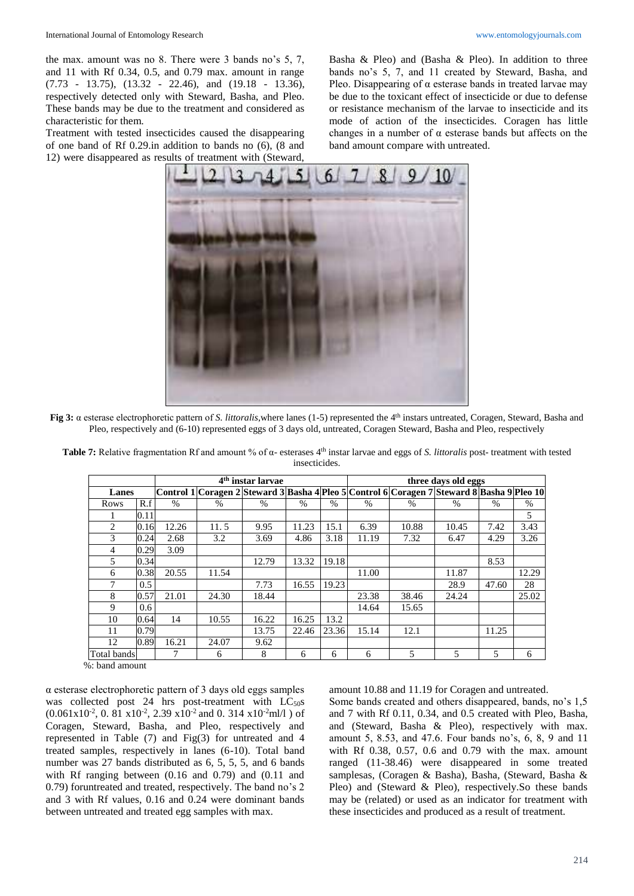the max. amount was no 8. There were 3 bands no's 5, 7, and 11 with Rf 0.34, 0.5, and 0.79 max. amount in range (7.73 - 13.75), (13.32 - 22.46), and (19.18 - 13.36), respectively detected only with Steward, Basha, and Pleo. These bands may be due to the treatment and considered as characteristic for them.

Treatment with tested insecticides caused the disappearing of one band of Rf 0.29.in addition to bands no (6), (8 and 12) were disappeared as results of treatment with (Steward, Basha & Pleo) and (Basha & Pleo). In addition to three bands no's 5, 7, and 11 created by Steward, Basha, and Pleo. Disappearing of α esterase bands in treated larvae may be due to the toxicant effect of insecticide or due to defense or resistance mechanism of the larvae to insecticide and its mode of action of the insecticides. Coragen has little changes in a number of α esterase bands but affects on the band amount compare with untreated.

**Fig 3:** α esterase electrophoretic pattern of *S. littoralis*,where lanes (1-5) represented the 4th instars untreated, Coragen, Steward, Basha and Pleo, respectively and (6-10) represented eggs of 3 days old, untreated, Coragen Steward, Basha and Pleo, respectively

**Table 7:** Relative fragmentation Rf and amount % of α- esterases 4th instar larvae and eggs of *S. littoralis* post- treatment with tested insecticides.

| Lanes | | 4th instar larvae | | | | | three days old eggs | | | | |
|---|---|---|---|---|---|---|---|---|---|---|---|
| | | Control 1 | Coragen 2 | Steward 3 | Basha 4 | Pleo 5 | Control 6 | Coragen 7 | Steward 8 | Basha 9 | Pleo 10 |
| Rows | R.f | % | % | % | % | % | % | % | % | % | % |
| 1 | 0.11 | | | | | | | | | | 5 |
| 2 | 0.16 | 12.26 | 11. 5 | 9.95 | 11.23 | 15.1 | 6.39 | 10.88 | 10.45 | 7.42 | 3.43 |
| 3 | 0.24 | 2.68 | 3.2 | 3.69 | 4.86 | 3.18 | 11.19 | 7.32 | 6.47 | 4.29 | 3.26 |
| 4 | 0.29 | 3.09 | | | | | | | | | |
| 5 | 0.34 | | | 12.79 | 13.32 | 19.18 | | | | 8.53 | |
| 6 | 0.38 | 20.55 | 11.54 | | | | 11.00 | | 11.87 | | 12.29 |
| 7 | 0.5 | | | 7.73 | 16.55 | 19.23 | | | 28.9 | 47.60 | 28 |
| 8 | 0.57 | 21.01 | 24.30 | 18.44 | | | 23.38 | 38.46 | 24.24 | | 25.02 |
| 9 | 0.6 | | | | | | 14.64 | 15.65 | | | |
| 10 | 0.64 | 14 | 10.55 | 16.22 | 16.25 | 13.2 | | | | | |
| 11 | 0.79 | | | 13.75 | 22.46 | 23.36 | 15.14 | 12.1 | | 11.25 | |
| 12 | 0.89 | 16.21 | 24.07 | 9.62 | | | | | | | |
| Total bands | | 7 | 6 | 8 | 6 | 6 | 6 | 5 | 5 | 5 | 6 |

%: band amount

α esterase electrophoretic pattern of 3 days old eggs samples was collected post 24 hrs post-treatment with $LC_{50}$s ($0.061\times10^{-2}$, $0.81\times10^{-2}$, $2.39\times10^{-2}$ and $0.314\times10^{-2}$ml/l ) of Coragen, Steward, Basha, and Pleo, respectively and represented in Table (7) and Fig(3) for untreated and 4 treated samples, respectively in lanes (6-10). Total band number was 27 bands distributed as 6, 5, 5, 5, and 6 bands with Rf ranging between (0.16 and 0.79) and (0.11 and 0.79) foruntreated and treated, respectively. The band no's 2 and 3 with Rf values, 0.16 and 0.24 were dominant bands between untreated and treated egg samples with max. amount 10.88 and 11.19 for Coragen and untreated.

Some bands created and others disappeared, bands, no's 1,5 and 7 with Rf 0.11, 0.34, and 0.5 created with Pleo, Basha, and (Steward, Basha & Pleo), respectively with max. amount 5, 8.53, and 47.6. Four bands no's, 6, 8, 9 and 11 with Rf 0.38, 0.57, 0.6 and 0.79 with the max. amount ranged (11-38.46) were disappeared in some treated samplesas, (Coragen & Basha), Basha, (Steward, Basha & Pleo) and (Steward & Pleo), respectively.So these bands may be (related) or used as an indicator for treatment with these insecticides and produced as a result of treatment.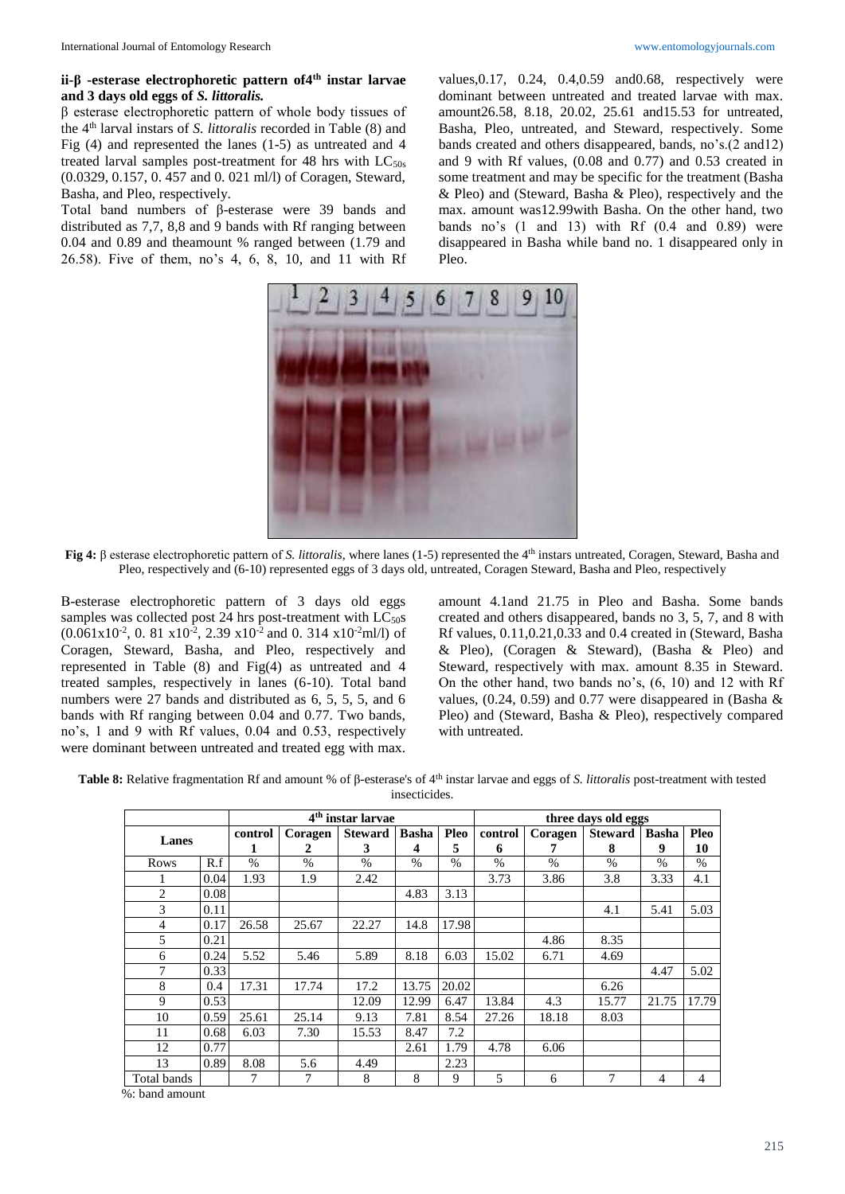**ii-β -esterase electrophoretic pattern of4th instar larvae and 3 days old eggs of *S. littoralis.***

β esterase electrophoretic pattern of whole body tissues of the 4th larval instars of *S. littoralis* recorded in Table (8) and Fig (4) and represented the lanes (1-5) as untreated and 4 treated larval samples post-treatment for 48 hrs with $LC_{50s}$ (0.0329, 0.157, 0. 457 and 0. 021 ml/l) of Coragen, Steward, Basha, and Pleo, respectively.

Total band numbers of β-esterase were 39 bands and distributed as 7,7, 8,8 and 9 bands with Rf ranging between 0.04 and 0.89 and theamount % ranged between (1.79 and 26.58). Five of them, no's 4, 6, 8, 10, and 11 with Rf values,0.17, 0.24, 0.4,0.59 and0.68, respectively were dominant between untreated and treated larvae with max. amount26.58, 8.18, 20.02, 25.61 and15.53 for untreated, Basha, Pleo, untreated, and Steward, respectively. Some bands created and others disappeared, bands, no's.(2 and12) and 9 with Rf values, (0.08 and 0.77) and 0.53 created in some treatment and may be specific for the treatment (Basha & Pleo) and (Steward, Basha & Pleo), respectively and the max. amount was12.99with Basha. On the other hand, two bands no's (1 and 13) with Rf (0.4 and 0.89) were disappeared in Basha while band no. 1 disappeared only in Pleo.

**Fig 4:** β esterase electrophoretic pattern of *S. littoralis*, where lanes (1-5) represented the 4th instars untreated, Coragen, Steward, Basha and Pleo, respectively and (6-10) represented eggs of 3 days old, untreated, Coragen Steward, Basha and Pleo, respectively

B-esterase electrophoretic pattern of 3 days old eggs samples was collected post 24 hrs post-treatment with $LC_{50}$s ($0.061x10^{-2}$, $0.81 x10^{-2}$, $2.39 x10^{-2}$ and $0.314 x10^{-2}$ml/l) of Coragen, Steward, Basha, and Pleo, respectively and represented in Table (8) and Fig(4) as untreated and 4 treated samples, respectively in lanes (6-10). Total band numbers were 27 bands and distributed as 6, 5, 5, 5, and 6 bands with Rf ranging between 0.04 and 0.77. Two bands, no's, 1 and 9 with Rf values, 0.04 and 0.53, respectively were dominant between untreated and treated egg with max. amount 4.1and 21.75 in Pleo and Basha. Some bands created and others disappeared, bands no 3, 5, 7, and 8 with Rf values, 0.11,0.21,0.33 and 0.4 created in (Steward, Basha & Pleo), (Coragen & Steward), (Basha & Pleo) and Steward, respectively with max. amount 8.35 in Steward. On the other hand, two bands no's, (6, 10) and 12 with Rf values, (0.24, 0.59) and 0.77 were disappeared in (Basha & Pleo) and (Steward, Basha & Pleo), respectively compared with untreated.

**Table 8:** Relative fragmentation Rf and amount % of β-esterase's of 4th instar larvae and eggs of *S. littoralis* post-treatment with tested insecticides.

| Lanes | | 4th instar larvae | | | | | three days old eggs | | | | |
|---|---|---|---|---|---|---|---|---|---|---|---|
| | | control 1 | Coragen 2 | Steward 3 | Basha 4 | Pleo 5 | control 6 | Coragen 7 | Steward 8 | Basha 9 | Pleo 10 |
| Rows | R.f | % | % | % | % | % | % | % | % | % | % |
| 1 | 0.04 | 1.93 | 1.9 | 2.42 | | | 3.73 | 3.86 | 3.8 | 3.33 | 4.1 |
| 2 | 0.08 | | | | 4.83 | 3.13 | | | | | |
| 3 | 0.11 | | | | | | | | 4.1 | 5.41 | 5.03 |
| 4 | 0.17 | 26.58 | 25.67 | 22.27 | 14.8 | 17.98 | | | | | |
| 5 | 0.21 | | | | | | | 4.86 | 8.35 | | |
| 6 | 0.24 | 5.52 | 5.46 | 5.89 | 8.18 | 6.03 | 15.02 | 6.71 | 4.69 | | |
| 7 | 0.33 | | | | | | | | | 4.47 | 5.02 |
| 8 | 0.4 | 17.31 | 17.74 | 17.2 | 13.75 | 20.02 | | | 6.26 | | |
| 9 | 0.53 | | | 12.09 | 12.99 | 6.47 | 13.84 | 4.3 | 15.77 | 21.75 | 17.79 |
| 10 | 0.59 | 25.61 | 25.14 | 9.13 | 7.81 | 8.54 | 27.26 | 18.18 | 8.03 | | |
| 11 | 0.68 | 6.03 | 7.30 | 15.53 | 8.47 | 7.2 | | | | | |
| 12 | 0.77 | | | | 2.61 | 1.79 | 4.78 | 6.06 | | | |
| 13 | 0.89 | 8.08 | 5.6 | 4.49 | | 2.23 | | | | | |
| Total bands | | 7 | 7 | 8 | 8 | 9 | 5 | 6 | 7 | 4 | 4 |

%: band amount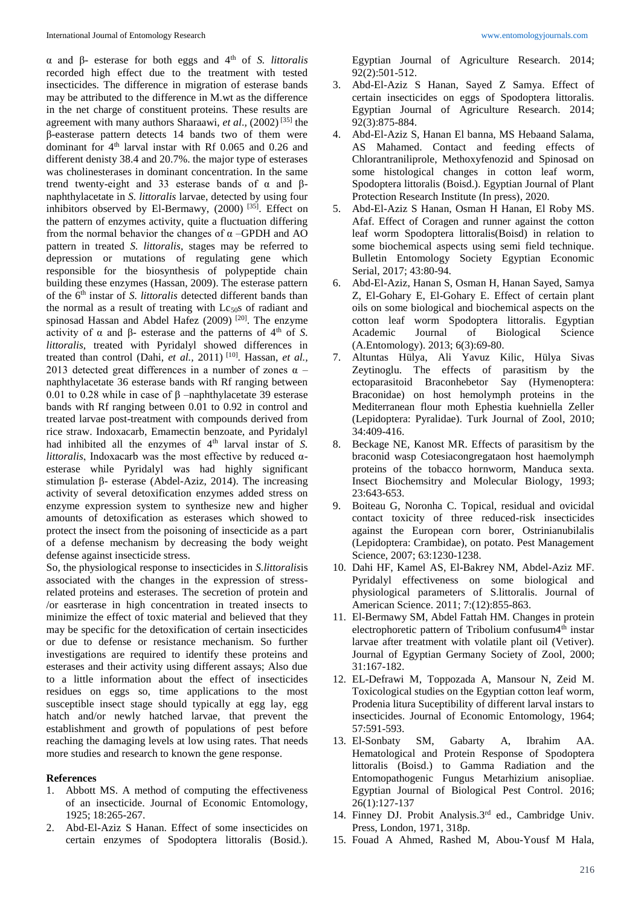α and β- esterase for both eggs and 4th of *S. littoralis* recorded high effect due to the treatment with tested insecticides. The difference in migration of esterase bands may be attributed to the difference in M.wt as the difference in the net charge of constituent proteins. These results are agreement with many authors Sharaawi, *et al*., (2002) [35] the β-easterase pattern detects 14 bands two of them were dominant for 4th larval instar with Rf 0.065 and 0.26 and different denisty 38.4 and 20.7%. the major type of esterases was cholinesterases in dominant concentration. In the same trend twenty-eight and 33 esterase bands of α and β-naphthylacetate in *S. littoralis* larvae, detected by using four inhibitors observed by El-Bermawy, (2000) [35]. Effect on the pattern of enzymes activity, quite a fluctuation differing from the normal behavior the changes of α –GPDH and AO pattern in treated *S. littoralis*, stages may be referred to depression or mutations of regulating gene which responsible for the biosynthesis of polypeptide chain building these enzymes (Hassan, 2009). The esterase pattern of the 6th instar of *S. littoralis* detected different bands than the normal as a result of treating with $Lc_{50}$s of radiant and spinosad Hassan and Abdel Hafez (2009) [20]. The enzyme activity of α and β- esterase and the patterns of 4th of *S. littoralis*, treated with Pyridalyl showed differences in treated than control (Dahi, *et al.,* 2011) [10]. Hassan, *et al.,* 2013 detected great differences in a number of zones α –naphthylacetate 36 esterase bands with Rf ranging between 0.01 to 0.28 while in case of β –naphthylacetate 39 esterase bands with Rf ranging between 0.01 to 0.92 in control and treated larvae post-treatment with compounds derived from rice straw. Indoxacarb, Emamectin benzoate, and Pyridalyl had inhibited all the enzymes of 4th larval instar of *S. littoralis*, Indoxacarb was the most effective by reduced α-esterase while Pyridalyl was had highly significant stimulation β- esterase (Abdel-Aziz, 2014). The increasing activity of several detoxification enzymes added stress on enzyme expression system to synthesize new and higher amounts of detoxification as esterases which showed to protect the insect from the poisoning of insecticide as a part of a defense mechanism by decreasing the body weight defense against insecticide stress.

So, the physiological response to insecticides in *S.littoralis*is associated with the changes in the expression of stress-related proteins and esterases. The secretion of protein and /or easrterase in high concentration in treated insects to minimize the effect of toxic material and believed that they may be specific for the detoxification of certain insecticides or due to defense or resistance mechanism. So further investigations are required to identify these proteins and esterases and their activity using different assays; Also due to a little information about the effect of insecticides residues on eggs so, time applications to the most susceptible insect stage should typically at egg lay, egg hatch and/or newly hatched larvae, that prevent the establishment and growth of populations of pest before reaching the damaging levels at low using rates. That needs more studies and research to known the gene response.

## References

1. Abbott MS. A method of computing the effectiveness of an insecticide. Journal of Economic Entomology, 1925; 18:265-267.
2. Abd-El-Aziz S Hanan. Effect of some insecticides on certain enzymes of Spodoptera littoralis (Bosid.). Egyptian Journal of Agriculture Research. 2014; 92(2):501-512.
3. Abd-El-Aziz S Hanan, Sayed Z Samya. Effect of certain insecticides on eggs of Spodoptera littoralis. Egyptian Journal of Agriculture Research. 2014; 92(3):875-884.
4. Abd-El-Aziz S, Hanan El banna, MS Hebaand Salama, AS Mahamed. Contact and feeding effects of Chlorantraniliprole, Methoxyfenozid and Spinosad on some histological changes in cotton leaf worm, Spodoptera littoralis (Boisd.). Egyptian Journal of Plant Protection Research Institute (In press), 2020.
5. Abd-El-Aziz S Hanan, Osman H Hanan, El Roby MS. Afaf. Effect of Coragen and runner against the cotton leaf worm Spodoptera littoralis(Boisd) in relation to some biochemical aspects using semi field technique. Bulletin Entomology Society Egyptian Economic Serial, 2017; 43:80-94.
6. Abd-El-Aziz, Hanan S, Osman H, Hanan Sayed, Samya Z, El-Gohary E, El-Gohary E. Effect of certain plant oils on some biological and biochemical aspects on the cotton leaf worm Spodoptera littoralis. Egyptian Academic Journal of Biological Science (A.Entomology). 2013; 6(3):69-80.
7. Altuntas Hülya, Ali Yavuz Kilic, Hülya Sivas Zeytinoglu. The effects of parasitism by the ectoparasitoid Braconhebetor Say (Hymenoptera: Braconidae) on host hemolymph proteins in the Mediterranean flour moth Ephestia kuehniella Zeller (Lepidoptera: Pyralidae). Turk Journal of Zool, 2010; 34:409-416.
8. Beckage NE, Kanost MR. Effects of parasitism by the braconid wasp Cotesiacongregataon host haemolymph proteins of the tobacco hornworm, Manduca sexta. Insect Biochemsitry and Molecular Biology, 1993; 23:643-653.
9. Boiteau G, Noronha C. Topical, residual and ovicidal contact toxicity of three reduced-risk insecticides against the European corn borer, Ostrinianubilalis (Lepidoptera: Crambidae), on potato. Pest Management Science, 2007; 63:1230-1238.
10. Dahi HF, Kamel AS, El-Bakrey NM, Abdel-Aziz MF. Pyridalyl effectiveness on some biological and physiological parameters of S.littoralis. Journal of American Science. 2011; 7:(12):855-863.
11. El-Bermawy SM, Abdel Fattah HM. Changes in protein electrophoretic pattern of Tribolium confusum4th instar larvae after treatment with volatile plant oil (Vetiver). Journal of Egyptian Germany Society of Zool, 2000; 31:167-182.
12. EL-Defrawi M, Toppozada A, Mansour N, Zeid M. Toxicological studies on the Egyptian cotton leaf worm, Prodenia litura Suceptibility of different larval instars to insecticides. Journal of Economic Entomology, 1964; 57:591-593.
13. El-Sonbaty SM, Gabarty A, Ibrahim AA. Hematological and Protein Response of Spodoptera littoralis (Boisd.) to Gamma Radiation and the Entomopathogenic Fungus Metarhizium anisopliae. Egyptian Journal of Biological Pest Control. 2016; 26(1):127-137
14. Finney DJ. Probit Analysis.3rd ed., Cambridge Univ. Press, London, 1971, 318p.
15. Fouad A Ahmed, Rashed M, Abou-Yousf M Hala,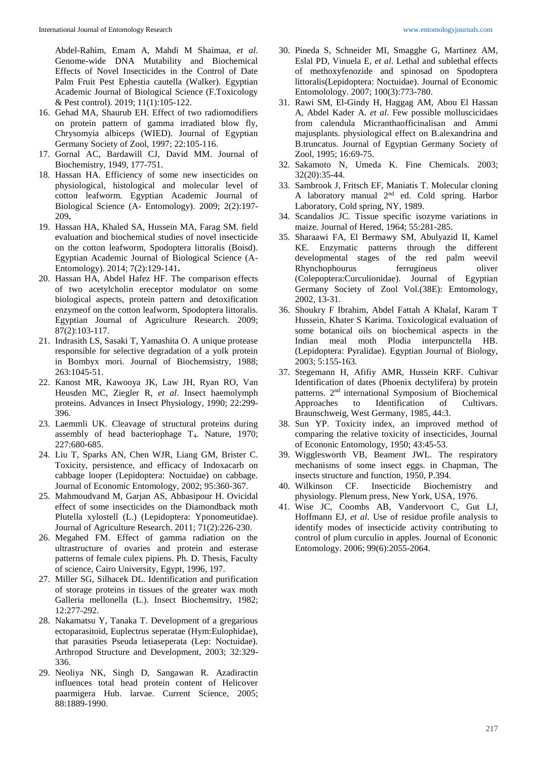Abdel-Rahim, Emam A, Mahdi M Shaimaa, *et al*. Genome-wide DNA Mutability and Biochemical Effects of Novel Insecticides in the Control of Date Palm Fruit Pest Ephestia cautella (Walker). Egyptian Academic Journal of Biological Science (F.Toxicology & Pest control). 2019; 11(1):105-122.

16. Gehad MA, Shaurub EH. Effect of two radiomodifiers on protein pattern of gamma irradiated blow fly, Chrysomyia albiceps (WIED). Journal of Egyptian Germany Society of Zool, 1997; 22:105-116.
17. Gornal AC, Bardawill CJ, David MM. Journal of Biochemistry, 1949, 177-751.
18. Hassan HA. Efficiency of some new insecticides on physiological, histological and molecular level of cotton leafworm. Egyptian Academic Journal of Biological Science (A- Entomology). 2009; 2(2):197-209**.**
19. Hassan HA, Khaled SA, Hussein MA, Farag SM. field evaluation and biochemical studies of novel insecticide on the cotton leafworm, Spodoptera littoralis (Boisd). Egyptian Academic Journal of Biological Science (A-Entomology). 2014; 7(2):129-141**.**
20. Hassan HA, Abdel Hafez HF. The comparison effects of two acetylcholin ereceptor modulator on some biological aspects, protein pattern and detoxification enzymeof on the cotton leafworm, Spodoptera littoralis. Egyptian Journal of Agriculture Research. 2009; 87(2):103-117.
21. Indrasith LS, Sasaki T, Yamashita O. A unique protease responsible for selective degradation of a yolk protein in Bombyx mori. Journal of Biochemsistry, 1988; 263:1045-51.
22. Kanost MR, Kawooya JK, Law JH, Ryan RO, Van Heusden MC, Ziegler R, *et al*. Insect haemolymph proteins. Advances in Insect Physiology, 1990; 22:299-396.
23. Laemmli UK. Cleavage of structural proteins during assembly of head bacteriophage $T_4$. Nature, 1970; 227:680-685.
24. Liu T, Sparks AN, Chen WJR, Liang GM, Brister C. Toxicity, persistence, and efficacy of Indoxacarb on cabbage looper (Lepidoptera: Noctuidae) on cabbage. Journal of Economic Entomology, 2002; 95:360-367.
25. Mahmoudvand M, Garjan AS, Abbasipour H. Ovicidal effect of some insecticides on the Diamondback moth Plutella xylostell (L.) (Lepidoptera: Yponomeutidae). Journal of Agriculture Research. 2011; 71(2):226-230.
26. Megahed FM. Effect of gamma radiation on the ultrastructure of ovaries and protein and esterase patterns of female culex pipiens. Ph. D. Thesis, Faculty of science, Cairo University, Egypt, 1996, 197.
27. Miller SG, Silhacek DL. Identification and purification of storage proteins in tissues of the greater wax moth Galleria mellonella (L.). Insect Biochemsitry, 1982; 12:277-292.
28. Nakamatsu Y, Tanaka T. Development of a gregarious ectoparasitoid, Euplectrus seperatae (Hym:Eulophidae), that parasities Pseuda letiaseperata (Lep: Noctuidae). Arthropod Structure and Development, 2003; 32:329-336.
29. Neoliya NK, Singh D, Sangawan R. Azadiractin influences total head protein content of Helicover paarmigera Hub. larvae. Current Science, 2005; 88:1889-1990.
30. Pineda S, Schneider MI, Smagghe G, Martinez AM, Eslal PD, Vinuela E, *et al*. Lethal and sublethal effects of methoxyfenozide and spinosad on Spodoptera littoralis(Lepidoptera: Noctuidae). Journal of Economic Entomolology. 2007; 100(3):773-780.
31. Rawi SM, El-Gindy H, Haggag AM, Abou El Hassan A, Abdel Kader A. *et al*. Few possible molluscicidaes from calendula Micranthaofficinalisan and Ammi majusplants. physiological effect on B.alexandrina and B.truncatus. Journal of Egyptian Germany Society of Zool, 1995; 16:69-75.
32. Sakamoto N, Umeda K. Fine Chemicals. 2003; 32(20):35-44.
33. Sambrook J, Fritsch EF, Maniatis T. Molecular cloning A laboratory manual 2nd ed. Cold spring. Harbor Laboratory, Cold spring, NY, 1989.
34. Scandalios JC. Tissue specific isozyme variations in maize. Journal of Hered, 1964; 55:281-285.
35. Sharaawi FA, El Bermawy SM, Abulyazid II, Kamel KE. Enzymatic patterns through the different developmental stages of the red palm weevil Rhynchophourus ferrugineus oliver (Colepoptera:Curculionidae). Journal of Egyptian Germany Society of Zool Vol.(38E): Emtomology, 2002, 13-31.
36. Shoukry F Ibrahim, Abdel Fattah A Khalaf, Karam T Hussein, Khater S Karima. Toxicological evaluation of some botanical oils on biochemical aspects in the Indian meal moth Plodia interpunctella HB. (Lepidoptera: Pyralidae). Egyptian Journal of Biology, 2003; 5:155-163.
37. Stegemann H, Afifiy AMR, Hussein KRF. Cultivar Identification of dates (Phoenix dectylifera) by protein patterns. 2nd international Symposium of Biochemical Approaches to Identification of Cultivars. Braunschweig, West Germany, 1985, 44:3.
38. Sun YP. Toxicity index, an improved method of comparing the relative toxicity of insecticides, Journal of Econonic Entomology, 1950; 43:45-53.
39. Wigglesworth VB, Beament JWL. The respiratory mechanisms of some insect eggs. in Chapman, The insects structure and function, 1950, P.394.
40. Wilkinson CF. Insecticide Biochemistry and physiology. Plenum press, New York, USA, 1976.
41. Wise JC, Coombs AB, Vandervoort C, Gut LJ, Hoffmann EJ, *et al*. Use of residue profile analysis to identify modes of insecticide activity contributing to control of plum curculio in apples. Journal of Econonic Entomology. 2006; 99(6):2055-2064.